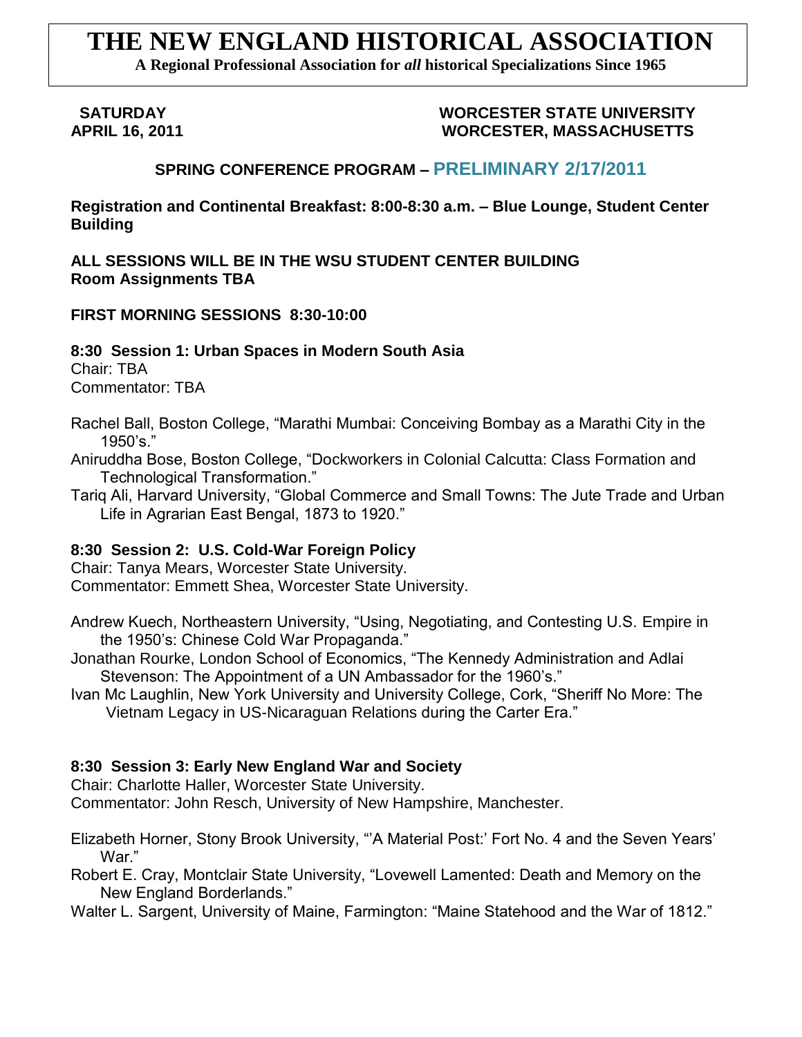# THE NEW ENGLAND HISTORICAL ASSOCIATION

**A Regional Professional Association for *all* historical Specializations Since 1965**

**SATURDAY**
**APRIL 16, 2011**

**WORCESTER STATE UNIVERSITY**
**WORCESTER, MASSACHUSETTS**

## SPRING CONFERENCE PROGRAM – PRELIMINARY 2/17/2011

**Registration and Continental Breakfast: 8:00-8:30 a.m. – Blue Lounge, Student Center Building**

**ALL SESSIONS WILL BE IN THE WSU STUDENT CENTER BUILDING**
**Room Assignments TBA**

### FIRST MORNING SESSIONS 8:30-10:00

**8:30 Session 1: Urban Spaces in Modern South Asia**
Chair: TBA
Commentator: TBA

Rachel Ball, Boston College, "Marathi Mumbai: Conceiving Bombay as a Marathi City in the 1950's."
Aniruddha Bose, Boston College, "Dockworkers in Colonial Calcutta: Class Formation and Technological Transformation."
Tariq Ali, Harvard University, "Global Commerce and Small Towns: The Jute Trade and Urban Life in Agrarian East Bengal, 1873 to 1920."

**8:30 Session 2: U.S. Cold-War Foreign Policy**
Chair: Tanya Mears, Worcester State University.
Commentator: Emmett Shea, Worcester State University.

Andrew Kuech, Northeastern University, "Using, Negotiating, and Contesting U.S. Empire in the 1950's: Chinese Cold War Propaganda."
Jonathan Rourke, London School of Economics, "The Kennedy Administration and Adlai Stevenson: The Appointment of a UN Ambassador for the 1960's."
Ivan Mc Laughlin, New York University and University College, Cork, "Sheriff No More: The Vietnam Legacy in US-Nicaraguan Relations during the Carter Era."

**8:30 Session 3: Early New England War and Society**
Chair: Charlotte Haller, Worcester State University.
Commentator: John Resch, University of New Hampshire, Manchester.

Elizabeth Horner, Stony Brook University, "'A Material Post:' Fort No. 4 and the Seven Years' War."
Robert E. Cray, Montclair State University, "Lovewell Lamented: Death and Memory on the New England Borderlands."
Walter L. Sargent, University of Maine, Farmington: "Maine Statehood and the War of 1812."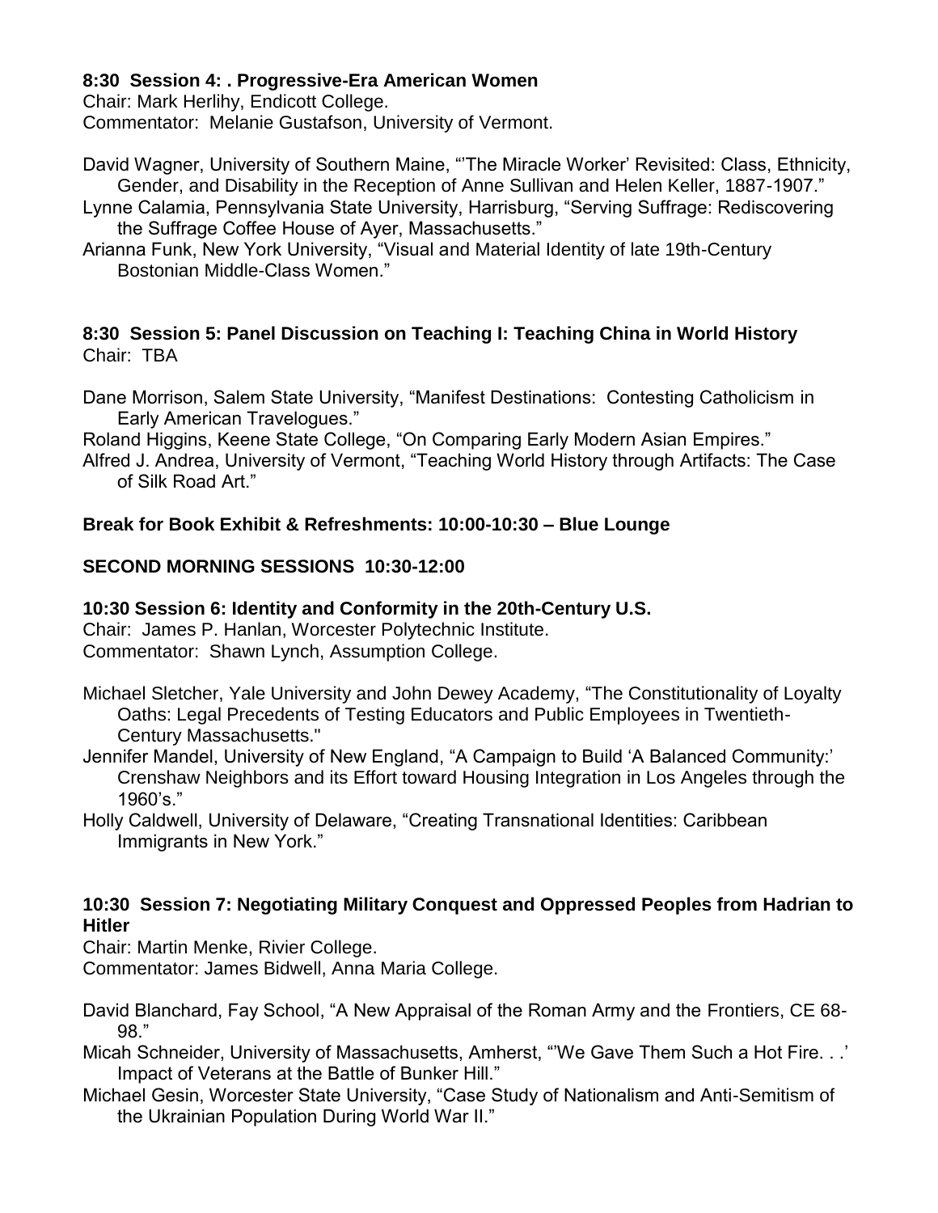**8:30 Session 4: . Progressive-Era American Women**
Chair: Mark Herlihy, Endicott College.
Commentator: Melanie Gustafson, University of Vermont.

David Wagner, University of Southern Maine, "'The Miracle Worker' Revisited: Class, Ethnicity, Gender, and Disability in the Reception of Anne Sullivan and Helen Keller, 1887-1907."
Lynne Calamia, Pennsylvania State University, Harrisburg, "Serving Suffrage: Rediscovering the Suffrage Coffee House of Ayer, Massachusetts."
Arianna Funk, New York University, "Visual and Material Identity of late 19th-Century Bostonian Middle-Class Women."

**8:30 Session 5: Panel Discussion on Teaching I: Teaching China in World History**
Chair: TBA

Dane Morrison, Salem State University, "Manifest Destinations: Contesting Catholicism in Early American Travelogues."
Roland Higgins, Keene State College, "On Comparing Early Modern Asian Empires."
Alfred J. Andrea, University of Vermont, "Teaching World History through Artifacts: The Case of Silk Road Art."

**Break for Book Exhibit & Refreshments: 10:00-10:30 – Blue Lounge**

**SECOND MORNING SESSIONS 10:30-12:00**

**10:30 Session 6: Identity and Conformity in the 20th-Century U.S.**
Chair: James P. Hanlan, Worcester Polytechnic Institute.
Commentator: Shawn Lynch, Assumption College.

Michael Sletcher, Yale University and John Dewey Academy, "The Constitutionality of Loyalty Oaths: Legal Precedents of Testing Educators and Public Employees in Twentieth-Century Massachusetts."
Jennifer Mandel, University of New England, "A Campaign to Build 'A Balanced Community:' Crenshaw Neighbors and its Effort toward Housing Integration in Los Angeles through the 1960's."
Holly Caldwell, University of Delaware, "Creating Transnational Identities: Caribbean Immigrants in New York."

**10:30 Session 7: Negotiating Military Conquest and Oppressed Peoples from Hadrian to Hitler**
Chair: Martin Menke, Rivier College.
Commentator: James Bidwell, Anna Maria College.

David Blanchard, Fay School, "A New Appraisal of the Roman Army and the Frontiers, CE 68-98."
Micah Schneider, University of Massachusetts, Amherst, "'We Gave Them Such a Hot Fire. . .' Impact of Veterans at the Battle of Bunker Hill."
Michael Gesin, Worcester State University, "Case Study of Nationalism and Anti-Semitism of the Ukrainian Population During World War II."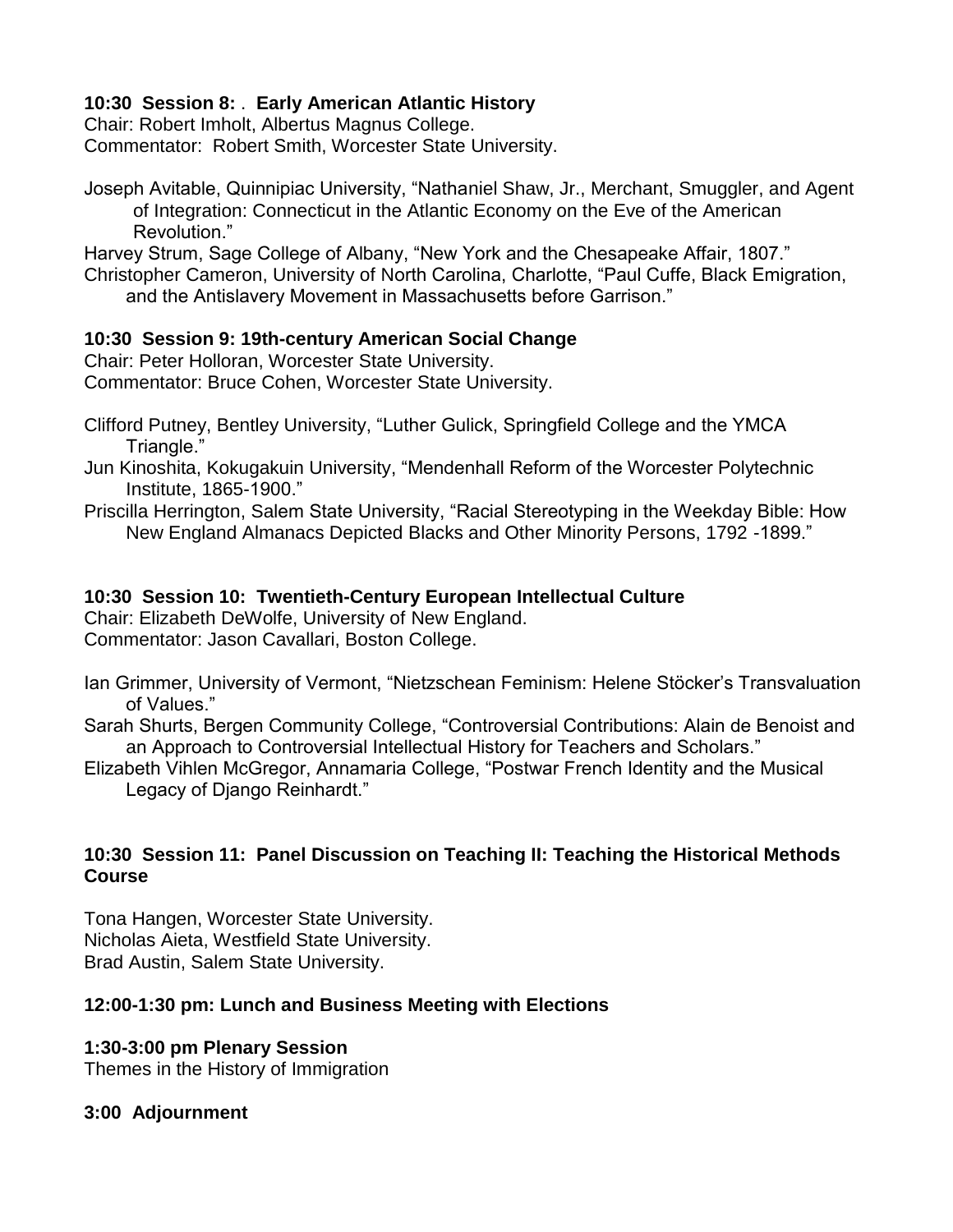**10:30 Session 8: . Early American Atlantic History**

Chair: Robert Imholt, Albertus Magnus College.
Commentator: Robert Smith, Worcester State University.

Joseph Avitable, Quinnipiac University, "Nathaniel Shaw, Jr., Merchant, Smuggler, and Agent of Integration: Connecticut in the Atlantic Economy on the Eve of the American Revolution."

Harvey Strum, Sage College of Albany, "New York and the Chesapeake Affair, 1807."

Christopher Cameron, University of North Carolina, Charlotte, "Paul Cuffe, Black Emigration, and the Antislavery Movement in Massachusetts before Garrison."

**10:30 Session 9: 19th-century American Social Change**

Chair: Peter Holloran, Worcester State University.
Commentator: Bruce Cohen, Worcester State University.

Clifford Putney, Bentley University, "Luther Gulick, Springfield College and the YMCA Triangle."

Jun Kinoshita, Kokugakuin University, "Mendenhall Reform of the Worcester Polytechnic Institute, 1865-1900."

Priscilla Herrington, Salem State University, "Racial Stereotyping in the Weekday Bible: How New England Almanacs Depicted Blacks and Other Minority Persons, 1792 -1899."

**10:30 Session 10: Twentieth-Century European Intellectual Culture**

Chair: Elizabeth DeWolfe, University of New England.
Commentator: Jason Cavallari, Boston College.

Ian Grimmer, University of Vermont, "Nietzschean Feminism: Helene Stöcker's Transvaluation of Values."

Sarah Shurts, Bergen Community College, "Controversial Contributions: Alain de Benoist and an Approach to Controversial Intellectual History for Teachers and Scholars."

Elizabeth Vihlen McGregor, Annamaria College, "Postwar French Identity and the Musical Legacy of Django Reinhardt."

**10:30 Session 11: Panel Discussion on Teaching II: Teaching the Historical Methods Course**

Tona Hangen, Worcester State University.
Nicholas Aieta, Westfield State University.
Brad Austin, Salem State University.

**12:00-1:30 pm: Lunch and Business Meeting with Elections**

**1:30-3:00 pm Plenary Session**

Themes in the History of Immigration

**3:00 Adjournment**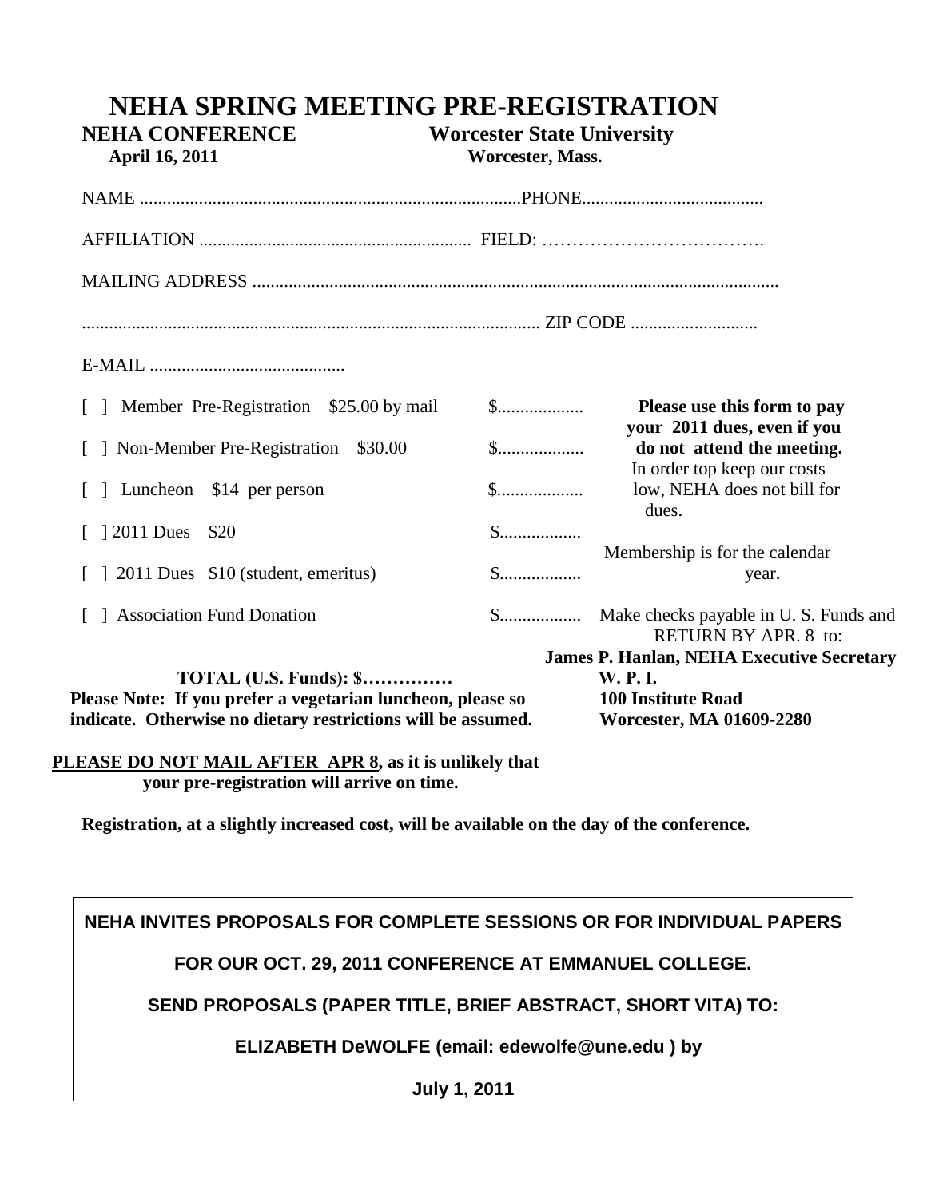# NEHA SPRING MEETING PRE-REGISTRATION

**NEHA CONFERENCE** — **April 16, 2011**

**Worcester State University** — **Worcester, Mass.**

NAME ....................................................................................PHONE........................................

AFFILIATION ........................................................... FIELD: …………………………….

MAILING ADDRESS ..................................................................................................................

.................................................................................................... ZIP CODE ............................

E-MAIL ...........................................

[ ] Member Pre-Registration $25.00 by mail $..................

[ ] Non-Member Pre-Registration $30.00 $..................

[ ] Luncheon $14 per person $..................

[ ] 2011 Dues $20 $..................

[ ] 2011 Dues $10 (student, emeritus) $..................

[ ] Association Fund Donation $..................

**TOTAL (U.S. Funds): $……………**

**Please Note: If you prefer a vegetarian luncheon, please so indicate. Otherwise no dietary restrictions will be assumed.**

**Please use this form to pay your 2011 dues, even if you do not attend the meeting.** In order top keep our costs low, NEHA does not bill for dues.

Membership is for the calendar year.

Make checks payable in U. S. Funds and RETURN BY APR. 8 to:

**James P. Hanlan, NEHA Executive Secretary**
**W. P. I.**
**100 Institute Road**
**Worcester, MA 01609-2280**

**<u>PLEASE DO NOT MAIL AFTER APR 8</u>, as it is unlikely that your pre-registration will arrive on time.**

**Registration, at a slightly increased cost, will be available on the day of the conference.**

---

**NEHA INVITES PROPOSALS FOR COMPLETE SESSIONS OR FOR INDIVIDUAL PAPERS**

**FOR OUR OCT. 29, 2011 CONFERENCE AT EMMANUEL COLLEGE.**

**SEND PROPOSALS (PAPER TITLE, BRIEF ABSTRACT, SHORT VITA) TO:**

**ELIZABETH DeWOLFE (email: edewolfe@une.edu ) by**

**July 1, 2011**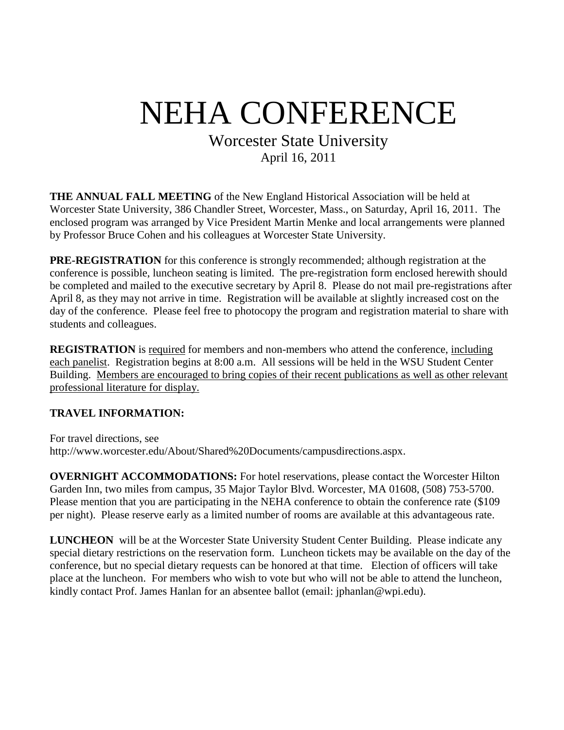# NEHA CONFERENCE

Worcester State University

April 16, 2011

**THE ANNUAL FALL MEETING** of the New England Historical Association will be held at Worcester State University, 386 Chandler Street, Worcester, Mass., on Saturday, April 16, 2011. The enclosed program was arranged by Vice President Martin Menke and local arrangements were planned by Professor Bruce Cohen and his colleagues at Worcester State University.

**PRE-REGISTRATION** for this conference is strongly recommended; although registration at the conference is possible, luncheon seating is limited. The pre-registration form enclosed herewith should be completed and mailed to the executive secretary by April 8. Please do not mail pre-registrations after April 8, as they may not arrive in time. Registration will be available at slightly increased cost on the day of the conference. Please feel free to photocopy the program and registration material to share with students and colleagues.

**REGISTRATION** is required for members and non-members who attend the conference, including each panelist. Registration begins at 8:00 a.m. All sessions will be held in the WSU Student Center Building. Members are encouraged to bring copies of their recent publications as well as other relevant professional literature for display.

**TRAVEL INFORMATION:**

For travel directions, see http://www.worcester.edu/About/Shared%20Documents/campusdirections.aspx.

**OVERNIGHT ACCOMMODATIONS:** For hotel reservations, please contact the Worcester Hilton Garden Inn, two miles from campus, 35 Major Taylor Blvd. Worcester, MA 01608, (508) 753-5700. Please mention that you are participating in the NEHA conference to obtain the conference rate ($109 per night). Please reserve early as a limited number of rooms are available at this advantageous rate.

**LUNCHEON** will be at the Worcester State University Student Center Building. Please indicate any special dietary restrictions on the reservation form. Luncheon tickets may be available on the day of the conference, but no special dietary requests can be honored at that time. Election of officers will take place at the luncheon. For members who wish to vote but who will not be able to attend the luncheon, kindly contact Prof. James Hanlan for an absentee ballot (email: jphanlan@wpi.edu).